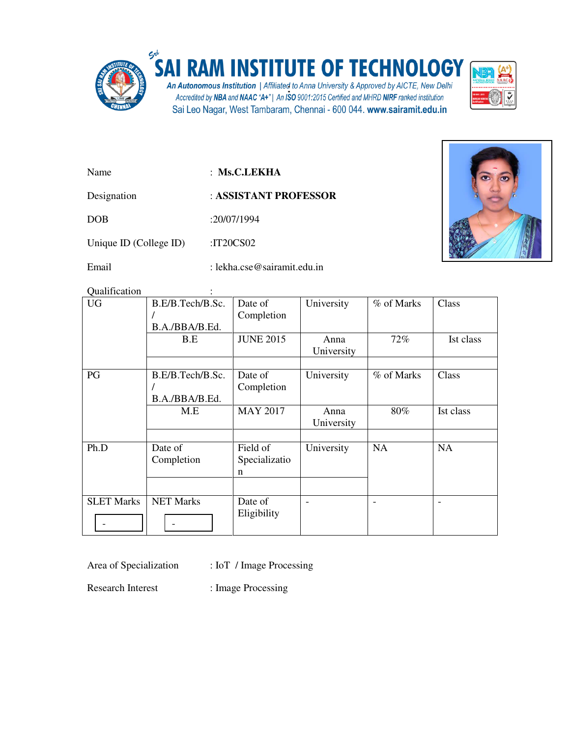# SAI RAM INSTITUTE OF TECHNOLOGY

*An Autonomous Institution* | *Affiliated to Anna University & Approved by AICTE, New Delhi*
*Accredited by NBA and NAAC "A+" | An ISO 9001:2015 Certified and MHRD NIRF ranked institution*
Sai Leo Nagar, West Tambaram, Chennai - 600 044. **www.sairamit.edu.in**

Name : **Ms.C.LEKHA**

Designation : **ASSISTANT PROFESSOR**

DOB :20/07/1994

Unique ID (College ID) :IT20CS02

Email : lekha.cse@sairamit.edu.in

Qualification :

| UG | B.E/B.Tech/B.Sc. / B.A./BBA/B.Ed. | Date of Completion | University | % of Marks | Class |
|---|---|---|---|---|---|
| | B.E | JUNE 2015 | Anna University | 72% | Ist class |
| | | | | | |
| PG | B.E/B.Tech/B.Sc. / B.A./BBA/B.Ed. | Date of Completion | University | % of Marks | Class |
| | M.E | MAY 2017 | Anna University | 80% | Ist class |
| | | | | | |
| Ph.D | Date of Completion | Field of Specialization | University | NA | NA |
| | | | | | |
| SLET Marks | NET Marks | Date of Eligibility | - | - | - |
| - | - | | | | |

Area of Specialization : IoT / Image Processing

Research Interest : Image Processing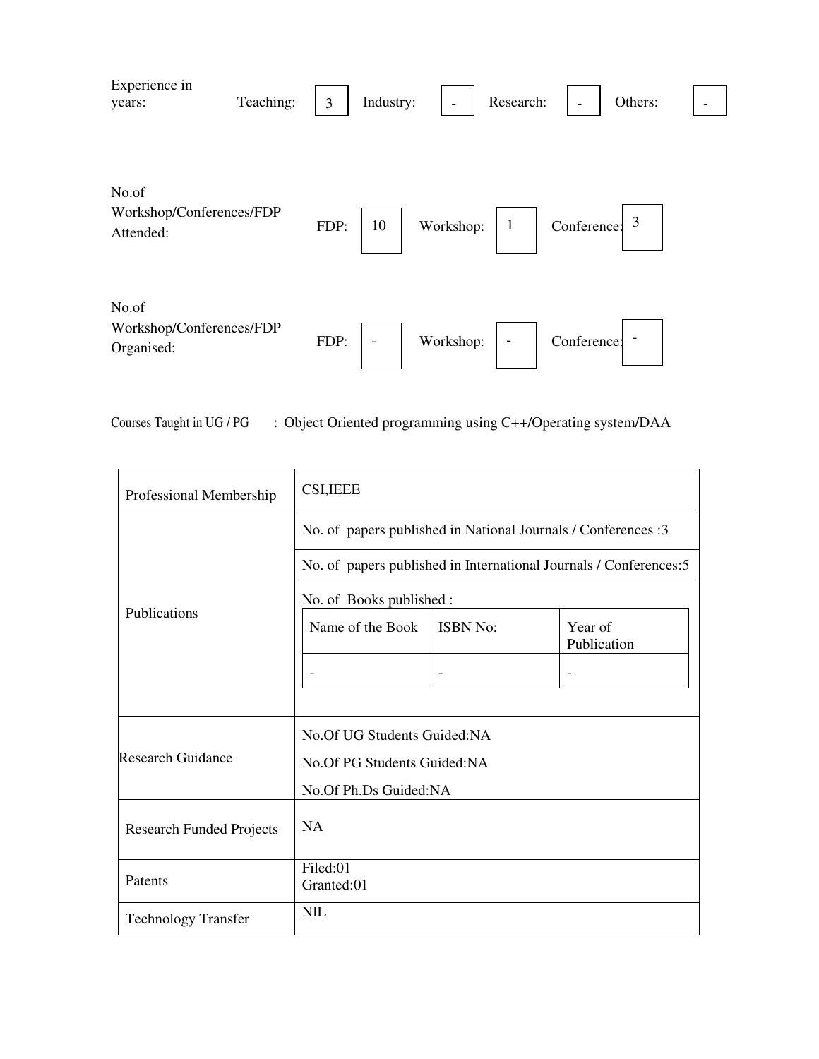Experience in years: Teaching: 3 Industry: - Research: - Others: -

No.of Workshop/Conferences/FDP Attended: FDP: 10 Workshop: 1 Conference: 3

No.of Workshop/Conferences/FDP Organised: FDP: - Workshop: - Conference: -

Courses Taught in UG / PG : Object Oriented programming using C++/Operating system/DAA

| Professional Membership | CSI,IEEE |
|---|---|
| Publications | No. of papers published in National Journals / Conferences :3 |
| | No. of papers published in International Journals / Conferences:5 |
| | No. of Books published : |
| Research Guidance | No.Of UG Students Guided:NA<br>No.Of PG Students Guided:NA<br>No.Of Ph.Ds Guided:NA |
| Research Funded Projects | NA |
| Patents | Filed:01<br>Granted:01 |
| Technology Transfer | NIL |

| Name of the Book | ISBN No: | Year of Publication |
|---|---|---|
| - | - | - |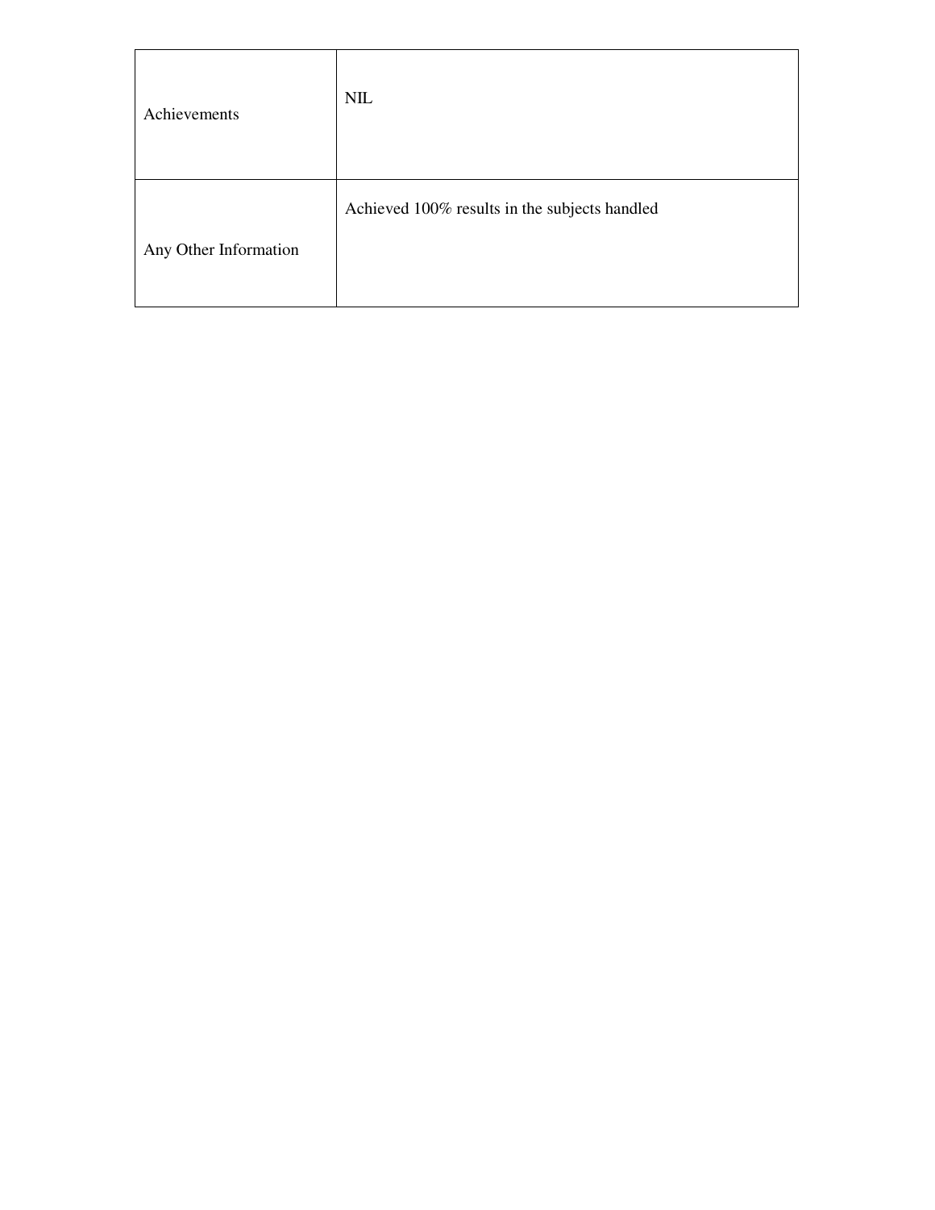| | |
|---|---|
| Achievements | NIL |
| Any Other Information | Achieved 100% results in the subjects handled |